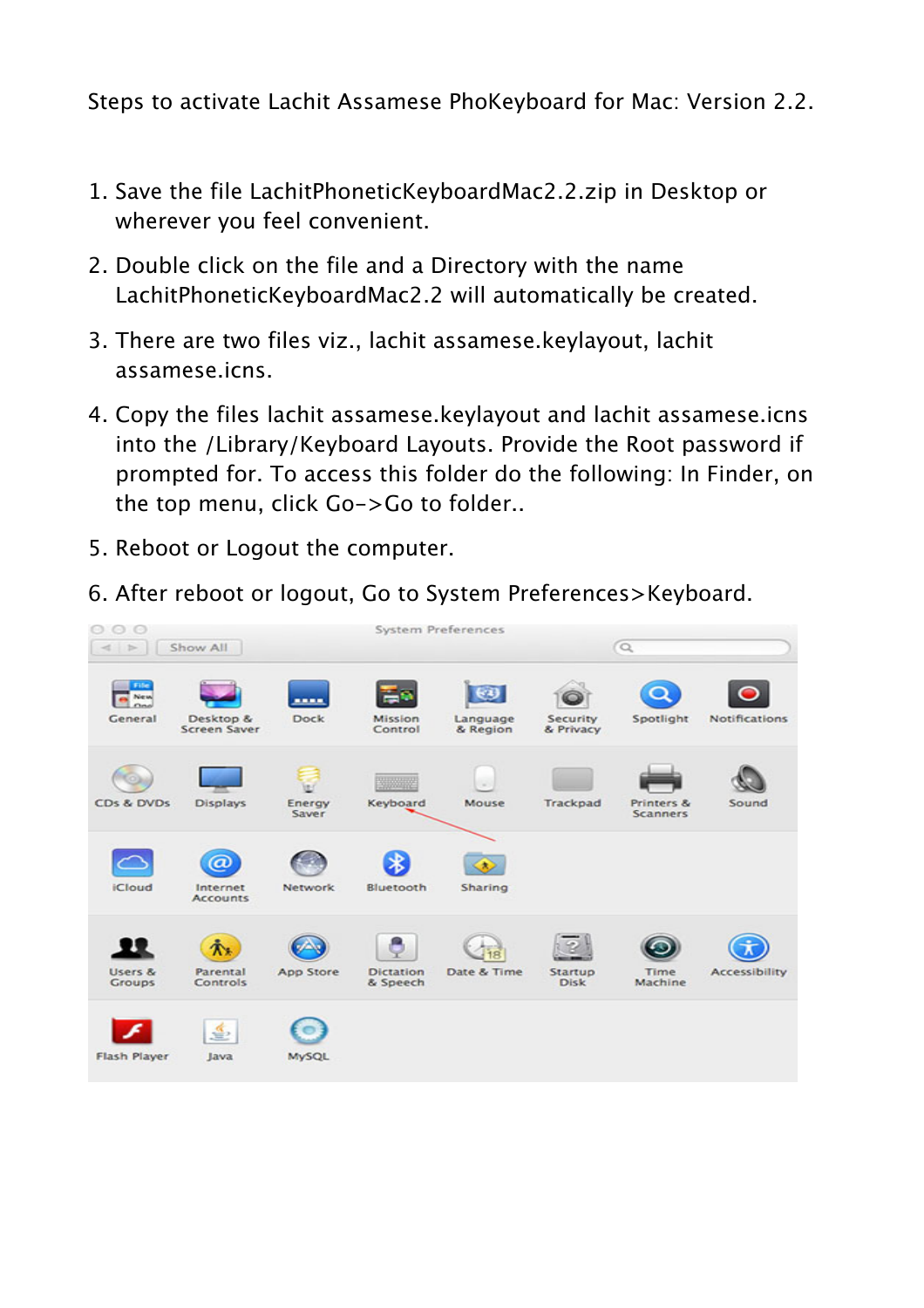Steps to activate Lachit Assamese PhoKeyboard for Mac: Version 2.2.

1. Save the file LachitPhoneticKeyboardMac2.2.zip in Desktop or wherever you feel convenient.
2. Double click on the file and a Directory with the name LachitPhoneticKeyboardMac2.2 will automatically be created.
3. There are two files viz., lachit assamese.keylayout, lachit assamese.icns.
4. Copy the files lachit assamese.keylayout and lachit assamese.icns into the /Library/Keyboard Layouts. Provide the Root password if prompted for. To access this folder do the following: In Finder, on the top menu, click Go->Go to folder..
5. Reboot or Logout the computer.
6. After reboot or logout, Go to System Preferences>Keyboard.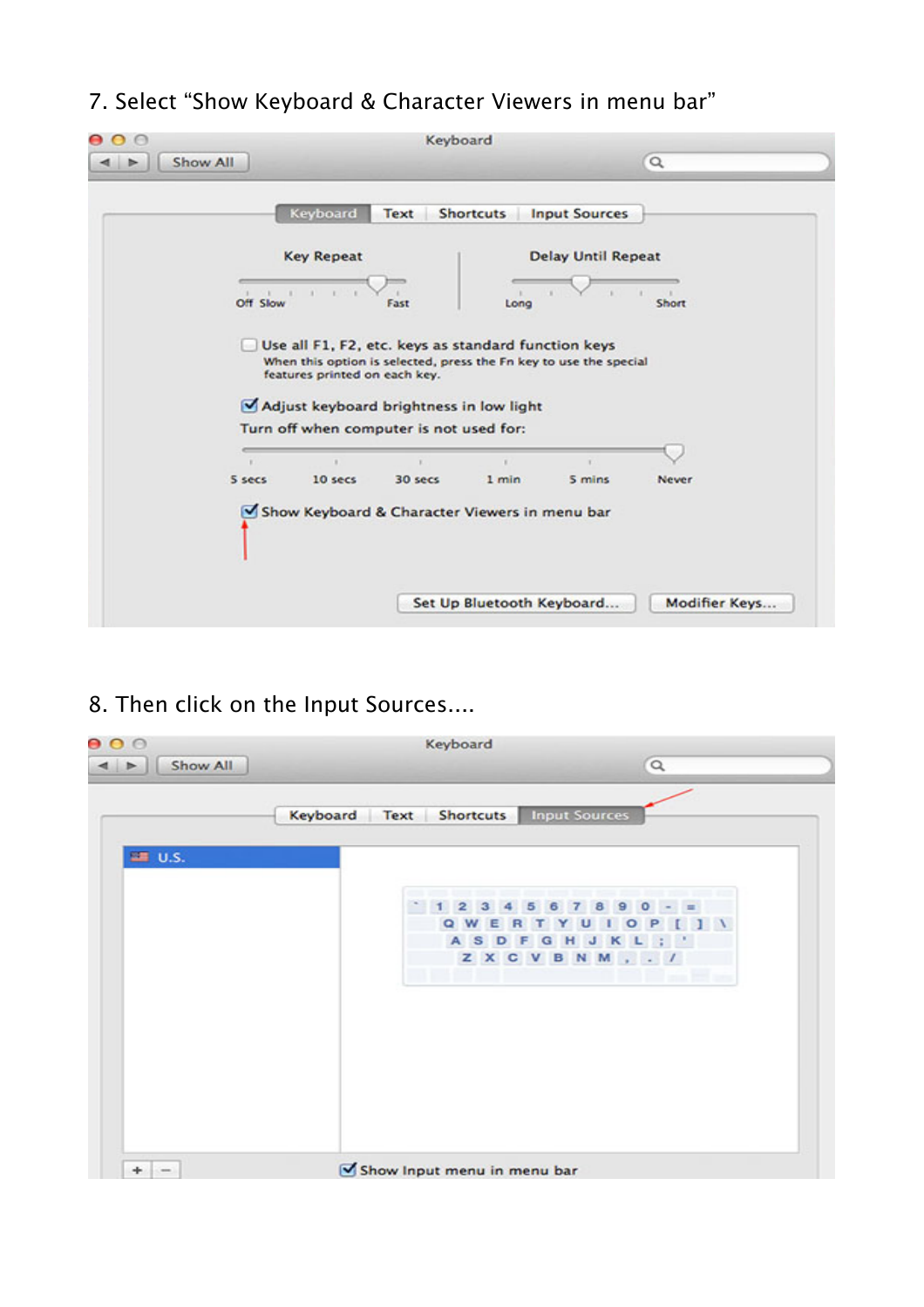7. Select “Show Keyboard & Character Viewers in menu bar”

8. Then click on the Input Sources....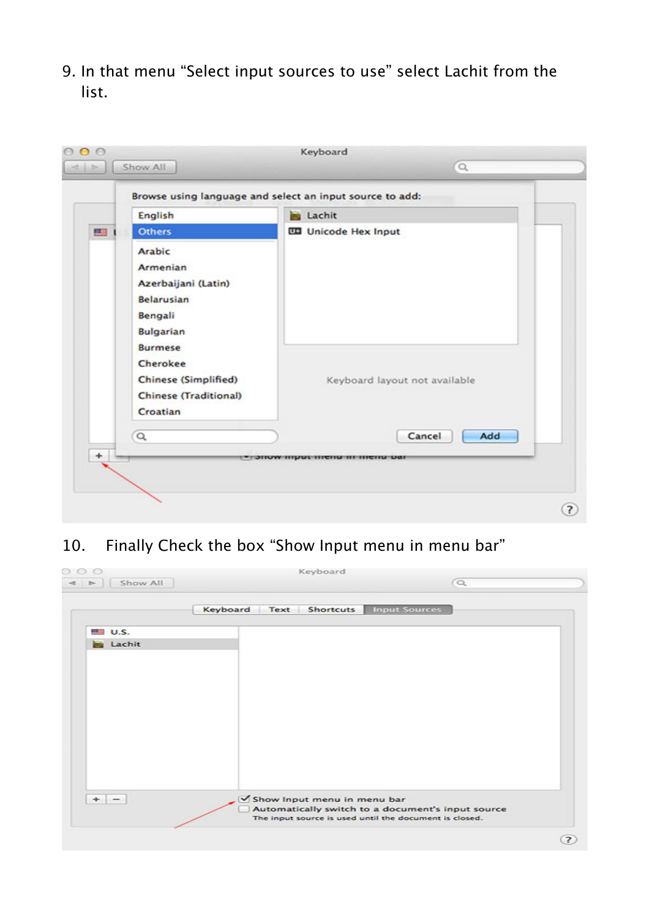9. In that menu "Select input sources to use" select Lachit from the list.

10. Finally Check the box "Show Input menu in menu bar"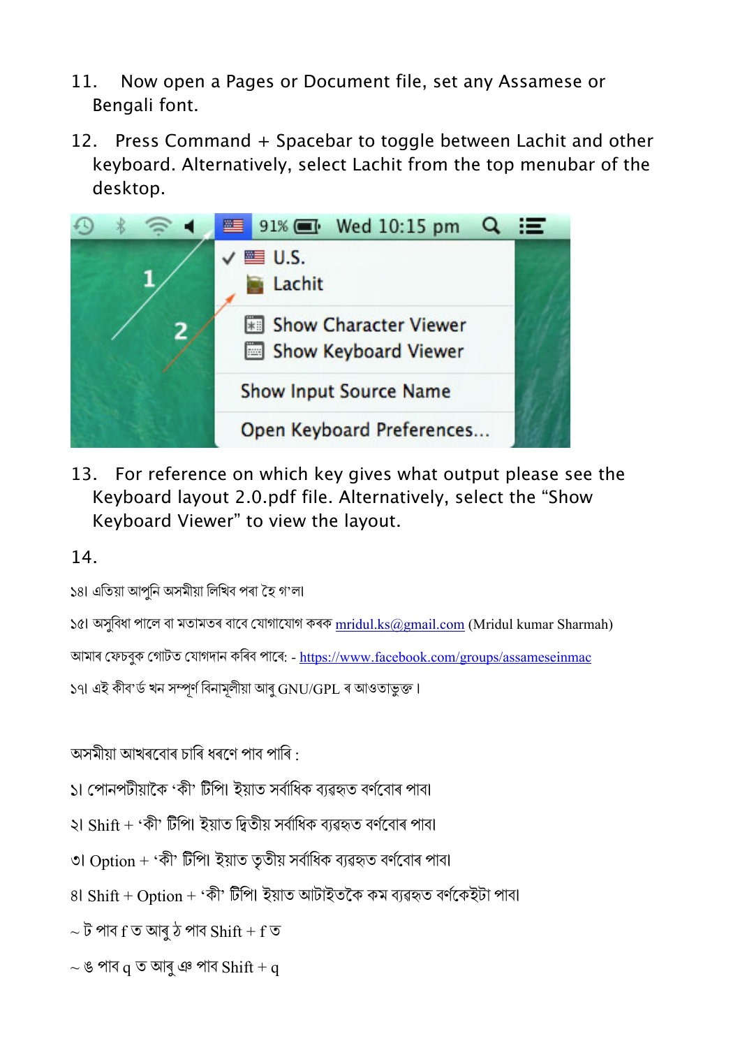11. Now open a Pages or Document file, set any Assamese or Bengali font.

12. Press Command + Spacebar to toggle between Lachit and other keyboard. Alternatively, select Lachit from the top menubar of the desktop.

13. For reference on which key gives what output please see the Keyboard layout 2.0.pdf file. Alternatively, select the “Show Keyboard Viewer” to view the layout.

14.

১৪। এতিয়া আপুনি অসমীয়া লিখিব পৰা হৈ গ'ল।

১৫। অসুবিধা পালে বা মতামতৰ বাবে যোগাযোগ কৰক mridul.ks@gmail.com (Mridul kumar Sharmah)

আমাৰ ফেচবুক গোটত যোগদান কৰিব পাৰে: - https://www.facebook.com/groups/assameseinmac

১৭। এই কীব'ৰ্ড খন সম্পূৰ্ণ বিনামূলীয়া আৰু GNU/GPL ৰ আওতাভুক্ত।

অসমীয়া আখৰবোৰ চাৰি ধৰণে পাব পাৰি :

১। পোনপটীয়াকৈ ‘কী’ টিপি। ইয়াত সৰ্বাধিক ব্যৱহৃত বৰ্ণবোৰ পাব।

২। Shift + ‘কী’ টিপি। ইয়াত দ্বিতীয় সৰ্বাধিক ব্যৱহৃত বৰ্ণবোৰ পাব।

৩। Option + ‘কী’ টিপি। ইয়াত তৃতীয় সৰ্বাধিক ব্যৱহৃত বৰ্ণবোৰ পাব।

৪। Shift + Option + ‘কী’ টিপি। ইয়াত আটাইতকৈ কম ব্যৱহৃত বৰ্ণকেইটা পাব।

~ ট পাব f ত আৰু ঠ পাব Shift + f ত

~ ঙ পাব q ত আৰু ঞ পাব Shift + q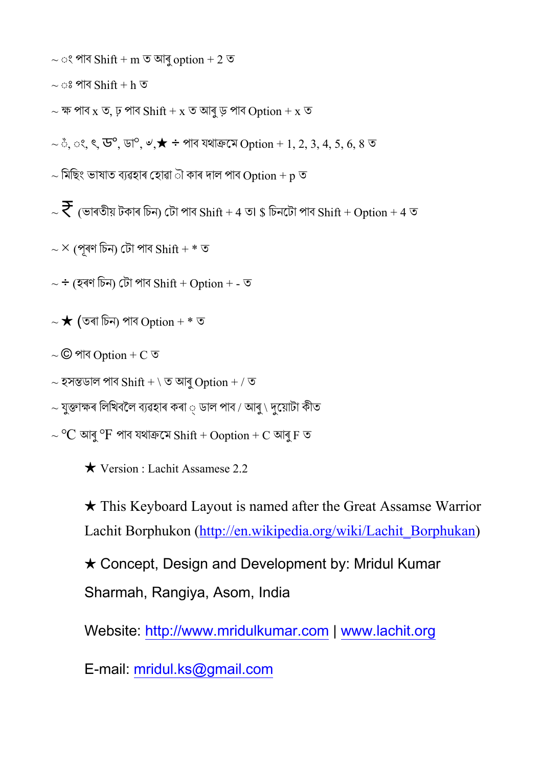~ ং পাব Shift + m ত আৰু option + 2 ত

~ ঃ পাব Shift + h ত

~ ক্ষ পাব x ত, ঢ় পাব Shift + x ত আৰু ড় পাব Option + x ত

~ ঁ, ং, ৎ, ড°, ডা°, ৺,★ ÷ পাব যথাক্ৰমে Option + 1, 2, 3, 4, 5, 6, 8 ত

~ মিছিং ভাষাত ব্যৱহাৰ হোৱা ৗ কাৰ দাল পাব Option + p ত

~ ₹ (ভাৰতীয় টকাৰ চিন) টো পাব Shift + 4 তা $ চিনটো পাব Shift + Option + 4 ত

~ × (পূৰণ চিন) টো পাব Shift + * ত

~ ÷ (হৰণ চিন) টো পাব Shift + Option + - ত

~ ★ (তৰা চিন) পাব Option + * ত

~ © পাব Option + C ত

~ হসন্তডাল পাব Shift + \ ত আৰু Option + / ত

~ যুক্তাক্ষৰ লিখিবলৈ ব্যৱহাৰ কৰা ্ ডাল পাব / আৰু \ দুয়োটা কীত

~ °C আৰু °F পাব যথাক্ৰমে Shift + Ooption + C আৰু F ত

★ Version : Lachit Assamese 2.2

★ This Keyboard Layout is named after the Great Assamse Warrior Lachit Borphukon (http://en.wikipedia.org/wiki/Lachit_Borphukan)

★ Concept, Design and Development by: Mridul Kumar Sharmah, Rangiya, Asom, India

Website: http://www.mridulkumar.com | www.lachit.org

E-mail: mridul.ks@gmail.com